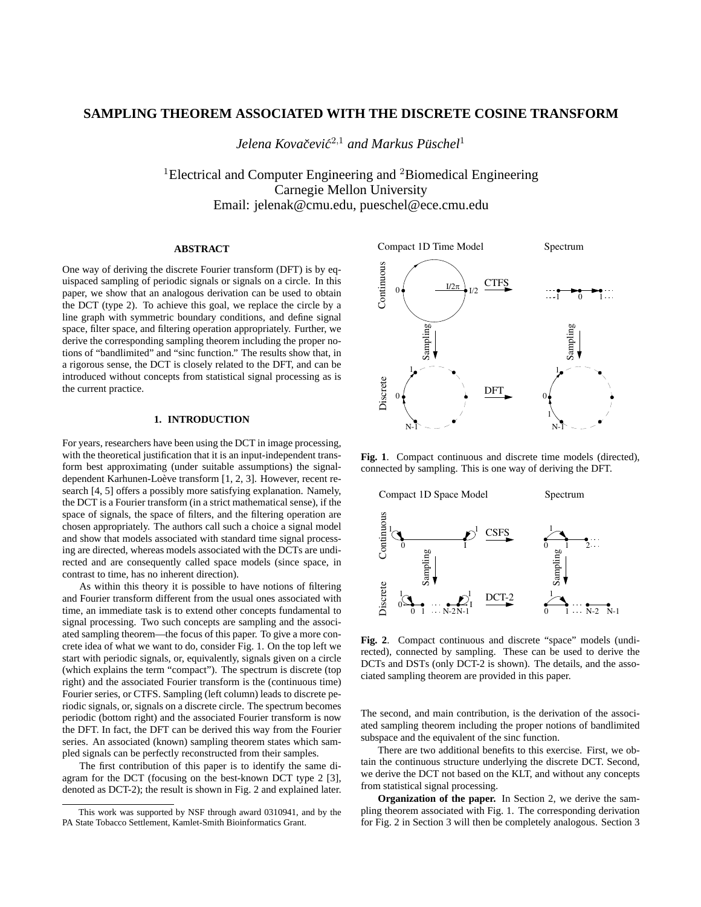# SAMPLING THEOREM ASSOCIATED WITH THE DISCRETE COSINE TRANSFORM

*Jelena Kovačević*[2,1] *and Markus Püschel*[1]

[1]Electrical and Computer Engineering and [2]Biomedical Engineering
Carnegie Mellon University
Email: jelenak@cmu.edu, pueschel@ece.cmu.edu

### ABSTRACT

One way of deriving the discrete Fourier transform (DFT) is by equispaced sampling of periodic signals or signals on a circle. In this paper, we show that an analogous derivation can be used to obtain the DCT (type 2). To achieve this goal, we replace the circle by a line graph with symmetric boundary conditions, and define signal space, filter space, and filtering operation appropriately. Further, we derive the corresponding sampling theorem including the proper notions of "bandlimited" and "sinc function." The results show that, in a rigorous sense, the DCT is closely related to the DFT, and can be introduced without concepts from statistical signal processing as is the current practice.

## 1. INTRODUCTION

For years, researchers have been using the DCT in image processing, with the theoretical justification that it is an input-independent transform best approximating (under suitable assumptions) the signal-dependent Karhunen-Loève transform [1, 2, 3]. However, recent research [4, 5] offers a possibly more satisfying explanation. Namely, the DCT is a Fourier transform (in a strict mathematical sense), if the space of signals, the space of filters, and the filtering operation are chosen appropriately. The authors call such a choice a signal model and show that models associated with standard time signal processing are directed, whereas models associated with the DCTs are undirected and are consequently called space models (since space, in contrast to time, has no inherent direction).

As within this theory it is possible to have notions of filtering and Fourier transform different from the usual ones associated with time, an immediate task is to extend other concepts fundamental to signal processing. Two such concepts are sampling and the associated sampling theorem—the focus of this paper. To give a more concrete idea of what we want to do, consider Fig. 1. On the top left we start with periodic signals, or, equivalently, signals given on a circle (which explains the term "compact"). The spectrum is discrete (top right) and the associated Fourier transform is the (continuous time) Fourier series, or CTFS. Sampling (left column) leads to discrete periodic signals, or, signals on a discrete circle. The spectrum becomes periodic (bottom right) and the associated Fourier transform is now the DFT. In fact, the DFT can be derived this way from the Fourier series. An associated (known) sampling theorem states which sampled signals can be perfectly reconstructed from their samples.

The first contribution of this paper is to identify the same diagram for the DCT (focusing on the best-known DCT type 2 [3], denoted as DCT-2); the result is shown in Fig. 2 and explained later.

Compact 1D Time Model

Spectrum

Continuous

0

I/2π

I/2

CTFS

... -1 0 1 ...

Sampling

Sampling

Discrete

1

0

N-1

DFT

1

0

1

N-1

**Fig. 1**. Compact continuous and discrete time models (directed), connected by sampling. This is one way of deriving the DFT.

Compact 1D Space Model

Spectrum

Continuous

1

0

1

I

CSFS

1

0 1 2 ...

Sampling

Sampling

Discrete

1

0

0 1 ... N-2 N-1

1

I

DCT-2

1

0 1 ... N-2 N-1

**Fig. 2**. Compact continuous and discrete "space" models (undirected), connected by sampling. These can be used to derive the DCTs and DSTs (only DCT-2 is shown). The details, and the associated sampling theorem are provided in this paper.

The second, and main contribution, is the derivation of the associated sampling theorem including the proper notions of bandlimited subspace and the equivalent of the sinc function.

There are two additional benefits to this exercise. First, we obtain the continuous structure underlying the discrete DCT. Second, we derive the DCT not based on the KLT, and without any concepts from statistical signal processing.

**Organization of the paper.** In Section 2, we derive the sampling theorem associated with Fig. 1. The corresponding derivation for Fig. 2 in Section 3 will then be completely analogous. Section 3

---

This work was supported by NSF through award 0310941, and by the PA State Tobacco Settlement, Kamlet-Smith Bioinformatics Grant.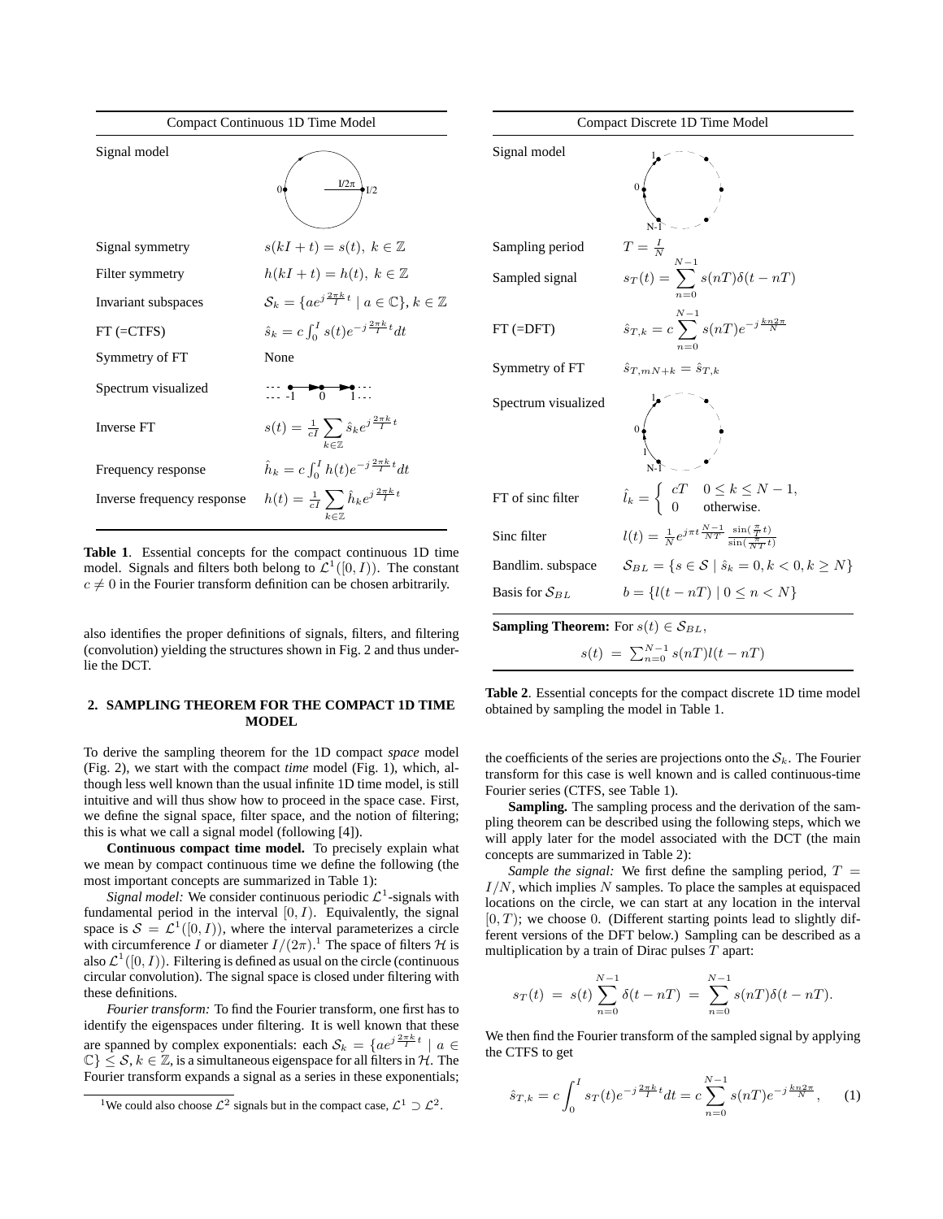| Compact Continuous 1D Time Model | |
|---|---|
| Signal model | |
| Signal symmetry | $s(kI + t) = s(t),\ k \in \mathbb{Z}$ |
| Filter symmetry | $h(kI + t) = h(t),\ k \in \mathbb{Z}$ |
| Invariant subspaces | $\mathcal{S}_k = \{ae^{j\frac{2\pi k}{I}t} \mid a \in \mathbb{C}\}, k \in \mathbb{Z}$ |
| FT (=CTFS) | $\hat{s}_k = c\int_0^I s(t)e^{-j\frac{2\pi k}{I}t}dt$ |
| Symmetry of FT | None |
| Spectrum visualized | |
| Inverse FT | $s(t) = \frac{1}{cI}\sum_{k\in\mathbb{Z}} \hat{s}_k e^{j\frac{2\pi k}{I}t}$ |
| Frequency response | $\hat{h}_k = c\int_0^I h(t)e^{-j\frac{2\pi k}{I}t}dt$ |
| Inverse frequency response | $h(t) = \frac{1}{cI}\sum_{k\in\mathbb{Z}} \hat{h}_k e^{j\frac{2\pi k}{I}t}$ |

**Table 1**. Essential concepts for the compact continuous 1D time model. Signals and filters both belong to $\mathcal{L}^1([0, I))$. The constant $c \neq 0$ in the Fourier transform definition can be chosen arbitrarily.

also identifies the proper definitions of signals, filters, and filtering (convolution) yielding the structures shown in Fig. 2 and thus underlie the DCT.

## 2. SAMPLING THEOREM FOR THE COMPACT 1D TIME MODEL

To derive the sampling theorem for the 1D compact *space* model (Fig. 2), we start with the compact *time* model (Fig. 1), which, although less well known than the usual infinite 1D time model, is still intuitive and will thus show how to proceed in the space case. First, we define the signal space, filter space, and the notion of filtering; this is what we call a signal model (following [4]).

**Continuous compact time model.** To precisely explain what we mean by compact continuous time we define the following (the most important concepts are summarized in Table 1):

*Signal model:* We consider continuous periodic $\mathcal{L}^1$-signals with fundamental period in the interval $[0, I)$. Equivalently, the signal space is $\mathcal{S} = \mathcal{L}^1([0, I))$, where the interval parameterizes a circle with circumference $I$ or diameter $I/(2\pi)$.[1] The space of filters $\mathcal{H}$ is also $\mathcal{L}^1([0, I))$. Filtering is defined as usual on the circle (continuous circular convolution). The signal space is closed under filtering with these definitions.

*Fourier transform:* To find the Fourier transform, one first has to identify the eigenspaces under filtering. It is well known that these are spanned by complex exponentials: each $\mathcal{S}_k = \{ae^{j\frac{2\pi k}{I}t} \mid a \in \mathbb{C}\} \leq \mathcal{S}, k \in \mathbb{Z}$, is a simultaneous eigenspace for all filters in $\mathcal{H}$. The Fourier transform expands a signal as a series in these exponentials;

[1] We could also choose $\mathcal{L}^2$ signals but in the compact case, $\mathcal{L}^1 \supset \mathcal{L}^2$.

| Compact Discrete 1D Time Model | |
|---|---|
| Signal model | |
| Sampling period | $T = \frac{I}{N}$ |
| Sampled signal | $s_T(t) = \sum_{n=0}^{N-1} s(nT)\delta(t - nT)$ |
| FT (=DFT) | $\hat{s}_{T,k} = c\sum_{n=0}^{N-1} s(nT)e^{-j\frac{kn2\pi}{N}}$ |
| Symmetry of FT | $\hat{s}_{T,mN+k} = \hat{s}_{T,k}$ |
| Spectrum visualized | |
| FT of sinc filter | $\hat{l}_k = \begin{cases} cT & 0 \leq k \leq N-1, \\ 0 & \text{otherwise.} \end{cases}$ |
| Sinc filter | $l(t) = \frac{1}{N}e^{j\pi t\frac{N-1}{NT}}\frac{\sin(\frac{\pi}{T}t)}{\sin(\frac{\pi}{NT}t)}$ |
| Bandlim. subspace | $\mathcal{S}_{BL} = \{s \in \mathcal{S} \mid \hat{s}_k = 0, k < 0, k \geq N\}$ |
| Basis for $\mathcal{S}_{BL}$ | $b = \{l(t - nT) \mid 0 \leq n < N\}$ |

**Sampling Theorem:** For $s(t) \in \mathcal{S}_{BL}$,

$$s(t) = \sum_{n=0}^{N-1} s(nT)l(t - nT)$$

**Table 2**. Essential concepts for the compact discrete 1D time model obtained by sampling the model in Table 1.

the coefficients of the series are projections onto the $\mathcal{S}_k$. The Fourier transform for this case is well known and is called continuous-time Fourier series (CTFS, see Table 1).

**Sampling.** The sampling process and the derivation of the sampling theorem can be described using the following steps, which we will apply later for the model associated with the DCT (the main concepts are summarized in Table 2):

*Sample the signal:* We first define the sampling period, $T = I/N$, which implies $N$ samples. To place the samples at equispaced locations on the circle, we can start at any location in the interval $[0, T)$; we choose $0$. (Different starting points lead to slightly different versions of the DFT below.) Sampling can be described as a multiplication by a train of Dirac pulses $T$ apart:

$$s_T(t) = s(t)\sum_{n=0}^{N-1}\delta(t - nT) = \sum_{n=0}^{N-1} s(nT)\delta(t - nT).$$

We then find the Fourier transform of the sampled signal by applying the CTFS to get

$$\hat{s}_{T,k} = c\int_0^I s_T(t)e^{-j\frac{2\pi k}{I}t}dt = c\sum_{n=0}^{N-1} s(nT)e^{-j\frac{kn2\pi}{N}}, \quad (1)$$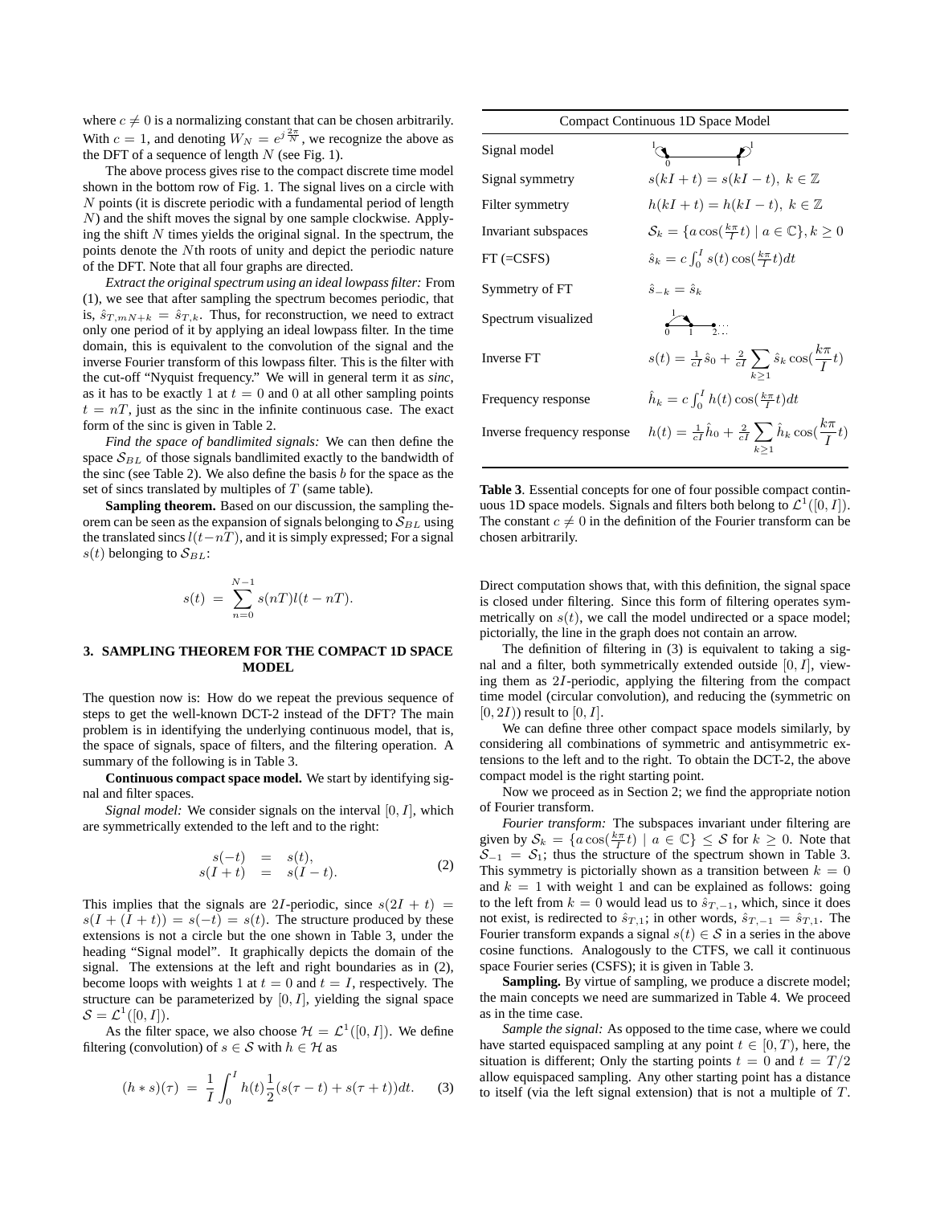where $c \neq 0$ is a normalizing constant that can be chosen arbitrarily. With $c = 1$, and denoting $W_N = e^{j\frac{2\pi}{N}}$, we recognize the above as the DFT of a sequence of length $N$ (see Fig. 1).

The above process gives rise to the compact discrete time model shown in the bottom row of Fig. 1. The signal lives on a circle with $N$ points (it is discrete periodic with a fundamental period of length $N$) and the shift moves the signal by one sample clockwise. Applying the shift $N$ times yields the original signal. In the spectrum, the points denote the $N$th roots of unity and depict the periodic nature of the DFT. Note that all four graphs are directed.

*Extract the original spectrum using an ideal lowpass filter:* From (1), we see that after sampling the spectrum becomes periodic, that is, $\hat{s}_{T,mN+k} = \hat{s}_{T,k}$. Thus, for reconstruction, we need to extract only one period of it by applying an ideal lowpass filter. In the time domain, this is equivalent to the convolution of the signal and the inverse Fourier transform of this lowpass filter. This is the filter with the cut-off "Nyquist frequency." We will in general term it as *sinc*, as it has to be exactly 1 at $t = 0$ and 0 at all other sampling points $t = nT$, just as the sinc in the infinite continuous case. The exact form of the sinc is given in Table 2.

*Find the space of bandlimited signals:* We can then define the space $\mathcal{S}_{BL}$ of those signals bandlimited exactly to the bandwidth of the sinc (see Table 2). We also define the basis $b$ for the space as the set of sincs translated by multiples of $T$ (same table).

**Sampling theorem.** Based on our discussion, the sampling theorem can be seen as the expansion of signals belonging to $\mathcal{S}_{BL}$ using the translated sincs $l(t-nT)$, and it is simply expressed; For a signal $s(t)$ belonging to $\mathcal{S}_{BL}$:

$$s(t) \;=\; \sum_{n=0}^{N-1} s(nT)l(t-nT).$$

## 3. SAMPLING THEOREM FOR THE COMPACT 1D SPACE MODEL

The question now is: How do we repeat the previous sequence of steps to get the well-known DCT-2 instead of the DFT? The main problem is in identifying the underlying continuous model, that is, the space of signals, space of filters, and the filtering operation. A summary of the following is in Table 3.

**Continuous compact space model.** We start by identifying signal and filter spaces.

*Signal model:* We consider signals on the interval $[0, I]$, which are symmetrically extended to the left and to the right:

$$\begin{aligned} s(-t) &= s(t), \\ s(I+t) &= s(I-t). \end{aligned} \tag{2}$$

This implies that the signals are $2I$-periodic, since $s(2I + t) = s(I + (I + t)) = s(-t) = s(t)$. The structure produced by these extensions is not a circle but the one shown in Table 3, under the heading "Signal model". It graphically depicts the domain of the signal. The extensions at the left and right boundaries as in (2), become loops with weights 1 at $t = 0$ and $t = I$, respectively. The structure can be parameterized by $[0, I]$, yielding the signal space $\mathcal{S} = \mathcal{L}^1([0, I])$.

As the filter space, we also choose $\mathcal{H} = \mathcal{L}^1([0, I])$. We define filtering (convolution) of $s \in \mathcal{S}$ with $h \in \mathcal{H}$ as

$$(h * s)(\tau) \;=\; \frac{1}{I}\int_0^I h(t)\frac{1}{2}(s(\tau-t)+s(\tau+t))dt. \tag{3}$$

| Compact Continuous 1D Space Model | |
|---|---|
| Signal model | (graph: segment from 0 to I with loops of weight 1 at both ends) |
| Signal symmetry | $s(kI+t) = s(kI-t),\ k \in \mathbb{Z}$ |
| Filter symmetry | $h(kI+t) = h(kI-t),\ k \in \mathbb{Z}$ |
| Invariant subspaces | $\mathcal{S}_k = \{a\cos(\frac{k\pi}{I}t) \mid a \in \mathbb{C}\}, k \geq 0$ |
| FT (=CSFS) | $\hat{s}_k = c\int_0^I s(t)\cos(\frac{k\pi}{I}t)dt$ |
| Symmetry of FT | $\hat{s}_{-k} = \hat{s}_k$ |
| Spectrum visualized | (graph: points 0, 1, 2, … with edge of weight 1 between 0 and 1) |
| Inverse FT | $s(t) = \frac{1}{cI}\hat{s}_0 + \frac{2}{cI}\sum_{k\geq 1}\hat{s}_k\cos(\frac{k\pi}{I}t)$ |
| Frequency response | $\hat{h}_k = c\int_0^I h(t)\cos(\frac{k\pi}{I}t)dt$ |
| Inverse frequency response | $h(t) = \frac{1}{cI}\hat{h}_0 + \frac{2}{cI}\sum_{k\geq 1}\hat{h}_k\cos(\frac{k\pi}{I}t)$ |

**Table 3**. Essential concepts for one of four possible compact continuous 1D space models. Signals and filters both belong to $\mathcal{L}^1([0, I])$. The constant $c \neq 0$ in the definition of the Fourier transform can be chosen arbitrarily.

Direct computation shows that, with this definition, the signal space is closed under filtering. Since this form of filtering operates symmetrically on $s(t)$, we call the model undirected or a space model; pictorially, the line in the graph does not contain an arrow.

The definition of filtering in (3) is equivalent to taking a signal and a filter, both symmetrically extended outside $[0, I]$, viewing them as $2I$-periodic, applying the filtering from the compact time model (circular convolution), and reducing the (symmetric on $[0, 2I)$) result to $[0, I]$.

We can define three other compact space models similarly, by considering all combinations of symmetric and antisymmetric extensions to the left and to the right. To obtain the DCT-2, the above compact model is the right starting point.

Now we proceed as in Section 2; we find the appropriate notion of Fourier transform.

*Fourier transform:* The subspaces invariant under filtering are given by $\mathcal{S}_k = \{a\cos(\frac{k\pi}{I}t) \mid a \in \mathbb{C}\} \leq \mathcal{S}$ for $k \geq 0$. Note that $\mathcal{S}_{-1} = \mathcal{S}_1$; thus the structure of the spectrum shown in Table 3. This symmetry is pictorially shown as a transition between $k = 0$ and $k = 1$ with weight 1 and can be explained as follows: going to the left from $k = 0$ would lead us to $\hat{s}_{T,-1}$, which, since it does not exist, is redirected to $\hat{s}_{T,1}$; in other words, $\hat{s}_{T,-1} = \hat{s}_{T,1}$. The Fourier transform expands a signal $s(t) \in \mathcal{S}$ in a series in the above cosine functions. Analogously to the CTFS, we call it continuous space Fourier series (CSFS); it is given in Table 3.

**Sampling.** By virtue of sampling, we produce a discrete model; the main concepts we need are summarized in Table 4. We proceed as in the time case.

*Sample the signal:* As opposed to the time case, where we could have started equispaced sampling at any point $t \in [0, T)$, here, the situation is different; Only the starting points $t = 0$ and $t = T/2$ allow equispaced sampling. Any other starting point has a distance to itself (via the left signal extension) that is not a multiple of $T$.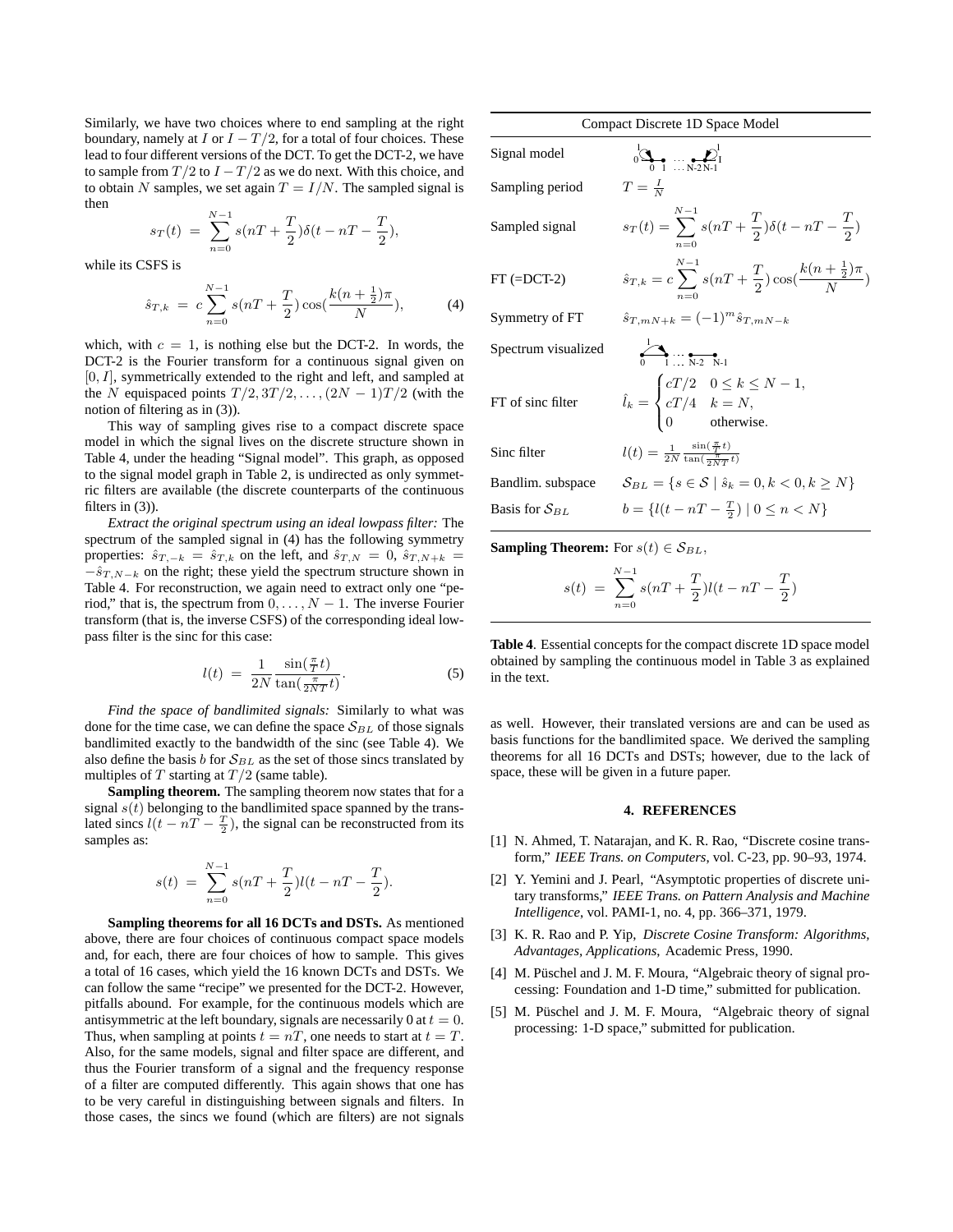Similarly, we have two choices where to end sampling at the right boundary, namely at $I$ or $I - T/2$, for a total of four choices. These lead to four different versions of the DCT. To get the DCT-2, we have to sample from $T/2$ to $I - T/2$ as we do next. With this choice, and to obtain $N$ samples, we set again $T = I/N$. The sampled signal is then

$$s_T(t) \;=\; \sum_{n=0}^{N-1} s(nT + \frac{T}{2})\delta(t - nT - \frac{T}{2}),$$

while its CSFS is

$$\hat{s}_{T,k} \;=\; c \sum_{n=0}^{N-1} s(nT + \frac{T}{2}) \cos(\frac{k(n+\frac{1}{2})\pi}{N}), \qquad (4)$$

which, with $c = 1$, is nothing else but the DCT-2. In words, the DCT-2 is the Fourier transform for a continuous signal given on $[0, I]$, symmetrically extended to the right and left, and sampled at the $N$ equispaced points $T/2, 3T/2, \dots, (2N-1)T/2$ (with the notion of filtering as in (3)).

This way of sampling gives rise to a compact discrete space model in which the signal lives on the discrete structure shown in Table 4, under the heading "Signal model". This graph, as opposed to the signal model graph in Table 2, is undirected as only symmetric filters are available (the discrete counterparts of the continuous filters in (3)).

*Extract the original spectrum using an ideal lowpass filter:* The spectrum of the sampled signal in (4) has the following symmetry properties: $\hat{s}_{T,-k} = \hat{s}_{T,k}$ on the left, and $\hat{s}_{T,N} = 0$, $\hat{s}_{T,N+k} = -\hat{s}_{T,N-k}$ on the right; these yield the spectrum structure shown in Table 4. For reconstruction, we again need to extract only one "period," that is, the spectrum from $0, \dots, N-1$. The inverse Fourier transform (that is, the inverse CSFS) of the corresponding ideal lowpass filter is the sinc for this case:

$$l(t) \;=\; \frac{1}{2N} \frac{\sin(\frac{\pi}{T} t)}{\tan(\frac{\pi}{2NT} t)}. \qquad (5)$$

*Find the space of bandlimited signals:* Similarly to what was done for the time case, we can define the space $\mathcal{S}_{BL}$ of those signals bandlimited exactly to the bandwidth of the sinc (see Table 4). We also define the basis $b$ for $\mathcal{S}_{BL}$ as the set of those sincs translated by multiples of $T$ starting at $T/2$ (same table).

**Sampling theorem.** The sampling theorem now states that for a signal $s(t)$ belonging to the bandlimited space spanned by the translated sincs $l(t - nT - \frac{T}{2})$, the signal can be reconstructed from its samples as:

$$s(t) \;=\; \sum_{n=0}^{N-1} s(nT + \frac{T}{2}) l(t - nT - \frac{T}{2}).$$

**Sampling theorems for all 16 DCTs and DSTs.** As mentioned above, there are four choices of continuous compact space models and, for each, there are four choices of how to sample. This gives a total of 16 cases, which yield the 16 known DCTs and DSTs. We can follow the same "recipe" we presented for the DCT-2. However, pitfalls abound. For example, for the continuous models which are antisymmetric at the left boundary, signals are necessarily 0 at $t = 0$. Thus, when sampling at points $t = nT$, one needs to start at $t = T$. Also, for the same models, signal and filter space are different, and thus the Fourier transform of a signal and the frequency response of a filter are computed differently. This again shows that one has to be very careful in distinguishing between signals and filters. In those cases, the sincs we found (which are filters) are not signals as well. However, their translated versions are and can be used as basis functions for the bandlimited space. We derived the sampling theorems for all 16 DCTs and DSTs; however, due to the lack of space, these will be given in a future paper.

| Compact Discrete 1D Space Model | |
|---|---|
| Signal model | (graph: nodes 0, 1, …, N-2, N-1 with self-loops labeled 1 at 0 and I) |
| Sampling period | $T = \frac{I}{N}$ |
| Sampled signal | $s_T(t) = \sum_{n=0}^{N-1} s(nT + \frac{T}{2})\delta(t - nT - \frac{T}{2})$ |
| FT (=DCT-2) | $\hat{s}_{T,k} = c \sum_{n=0}^{N-1} s(nT + \frac{T}{2}) \cos(\frac{k(n+\frac{1}{2})\pi}{N})$ |
| Symmetry of FT | $\hat{s}_{T,mN+k} = (-1)^m \hat{s}_{T,mN-k}$ |
| Spectrum visualized | (graph: nodes 0, 1, …, N-2, N-1 with loop labeled 1) |
| FT of sinc filter | $\hat{l}_k = \begin{cases} cT/2 & 0 \le k \le N-1, \\ cT/4 & k = N, \\ 0 & \text{otherwise.} \end{cases}$ |
| Sinc filter | $l(t) = \frac{1}{2N} \frac{\sin(\frac{\pi}{T} t)}{\tan(\frac{\pi}{2NT} t)}$ |
| Bandlim. subspace | $\mathcal{S}_{BL} = \{ s \in \mathcal{S} \mid \hat{s}_k = 0, k < 0, k \ge N \}$ |
| Basis for $\mathcal{S}_{BL}$ | $b = \{ l(t - nT - \frac{T}{2}) \mid 0 \le n < N \}$ |

**Sampling Theorem:** For $s(t) \in \mathcal{S}_{BL}$,

$$s(t) \;=\; \sum_{n=0}^{N-1} s(nT + \frac{T}{2}) l(t - nT - \frac{T}{2})$$

**Table 4**. Essential concepts for the compact discrete 1D space model obtained by sampling the continuous model in Table 3 as explained in the text.

## 4. REFERENCES

[1] N. Ahmed, T. Natarajan, and K. R. Rao, "Discrete cosine transform," *IEEE Trans. on Computers*, vol. C-23, pp. 90–93, 1974.

[2] Y. Yemini and J. Pearl, "Asymptotic properties of discrete unitary transforms," *IEEE Trans. on Pattern Analysis and Machine Intelligence*, vol. PAMI-1, no. 4, pp. 366–371, 1979.

[3] K. R. Rao and P. Yip, *Discrete Cosine Transform: Algorithms, Advantages, Applications*, Academic Press, 1990.

[4] M. Püschel and J. M. F. Moura, "Algebraic theory of signal processing: Foundation and 1-D time," submitted for publication.

[5] M. Püschel and J. M. F. Moura, "Algebraic theory of signal processing: 1-D space," submitted for publication.